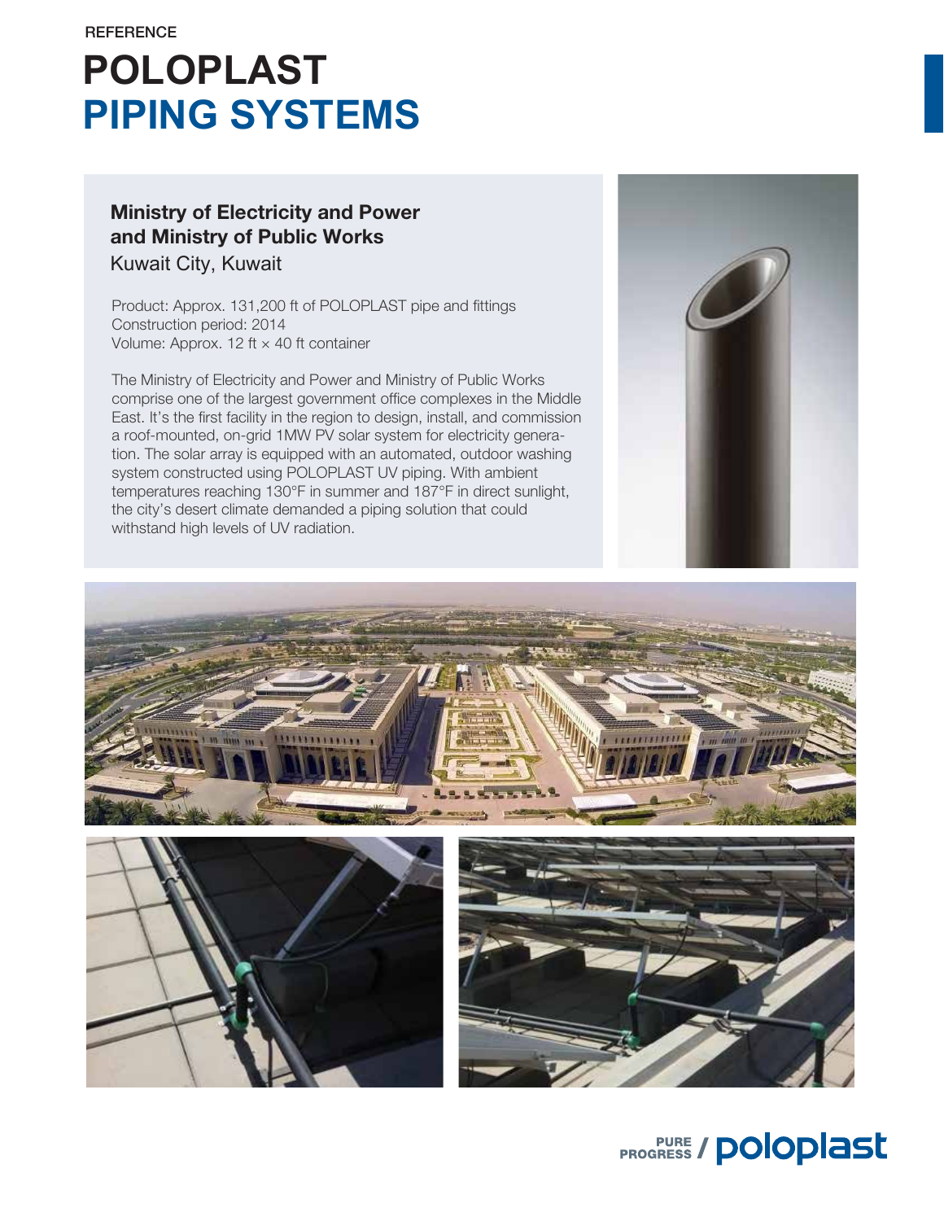REFERENCE

# POLOPLAST
# PIPING SYSTEMS

### Ministry of Electricity and Power and Ministry of Public Works
Kuwait City, Kuwait

Product: Approx. 131,200 ft of POLOPLAST pipe and fittings
Construction period: 2014
Volume: Approx. 12 ft × 40 ft container

The Ministry of Electricity and Power and Ministry of Public Works comprise one of the largest government office complexes in the Middle East. It's the first facility in the region to design, install, and commission a roof-mounted, on-grid 1MW PV solar system for electricity generation. The solar array is equipped with an automated, outdoor washing system constructed using POLOPLAST UV piping. With ambient temperatures reaching 130°F in summer and 187°F in direct sunlight, the city's desert climate demanded a piping solution that could withstand high levels of UV radiation.

PURE PROGRESS / poloplast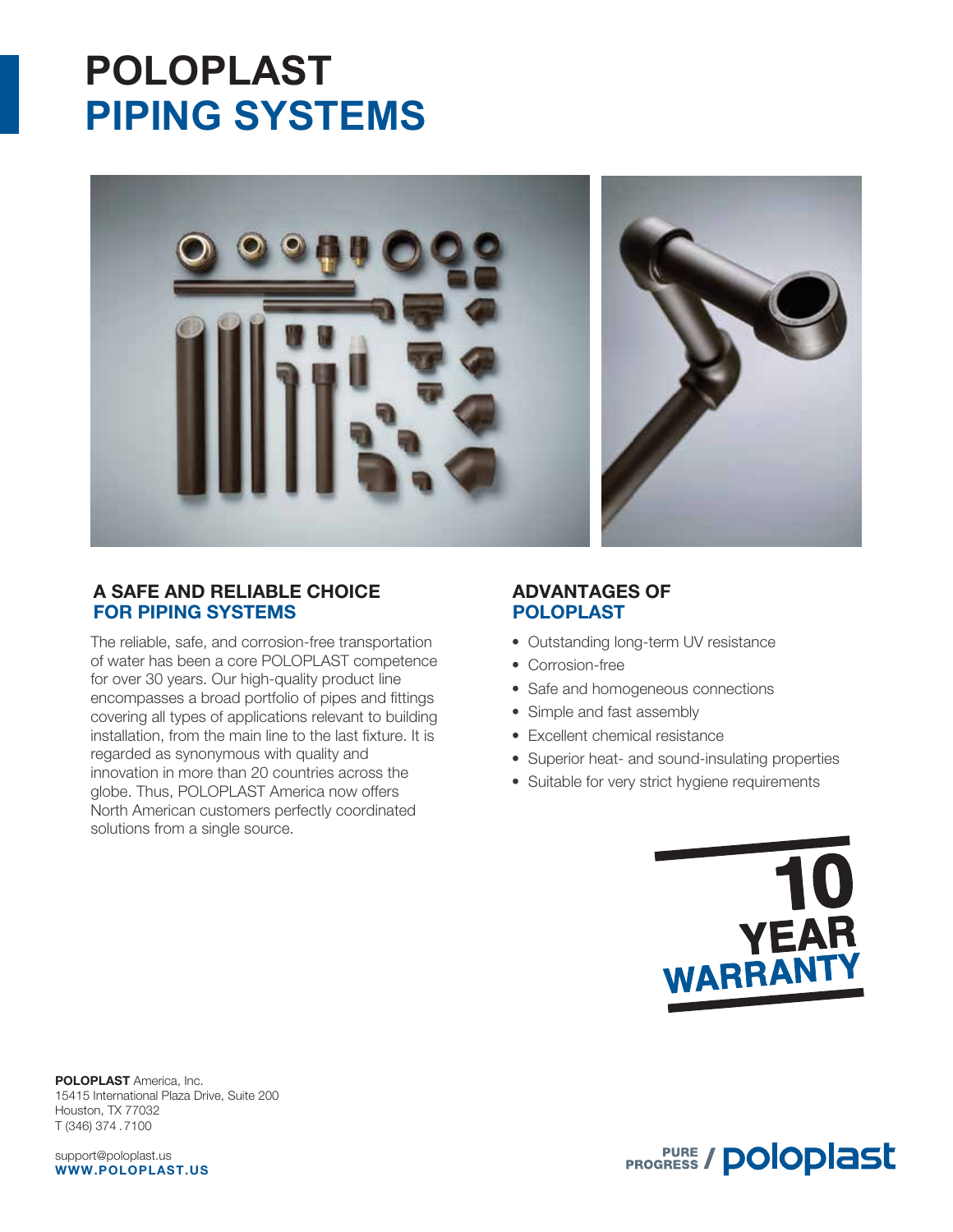# POLOPLAST
# PIPING SYSTEMS

## A SAFE AND RELIABLE CHOICE FOR PIPING SYSTEMS

The reliable, safe, and corrosion-free transportation of water has been a core POLOPLAST competence for over 30 years. Our high-quality product line encompasses a broad portfolio of pipes and fittings covering all types of applications relevant to building installation, from the main line to the last fixture. It is regarded as synonymous with quality and innovation in more than 20 countries across the globe. Thus, POLOPLAST America now offers North American customers perfectly coordinated solutions from a single source.

## ADVANTAGES OF POLOPLAST

- Outstanding long-term UV resistance
- Corrosion-free
- Safe and homogeneous connections
- Simple and fast assembly
- Excellent chemical resistance
- Superior heat- and sound-insulating properties
- Suitable for very strict hygiene requirements

10 YEAR WARRANTY

**POLOPLAST** America, Inc.
15415 International Plaza Drive, Suite 200
Houston, TX 77032
T (346) 374 .7100

support@poloplast.us
**WWW.POLOPLAST.US**

PURE PROGRESS / poloplast